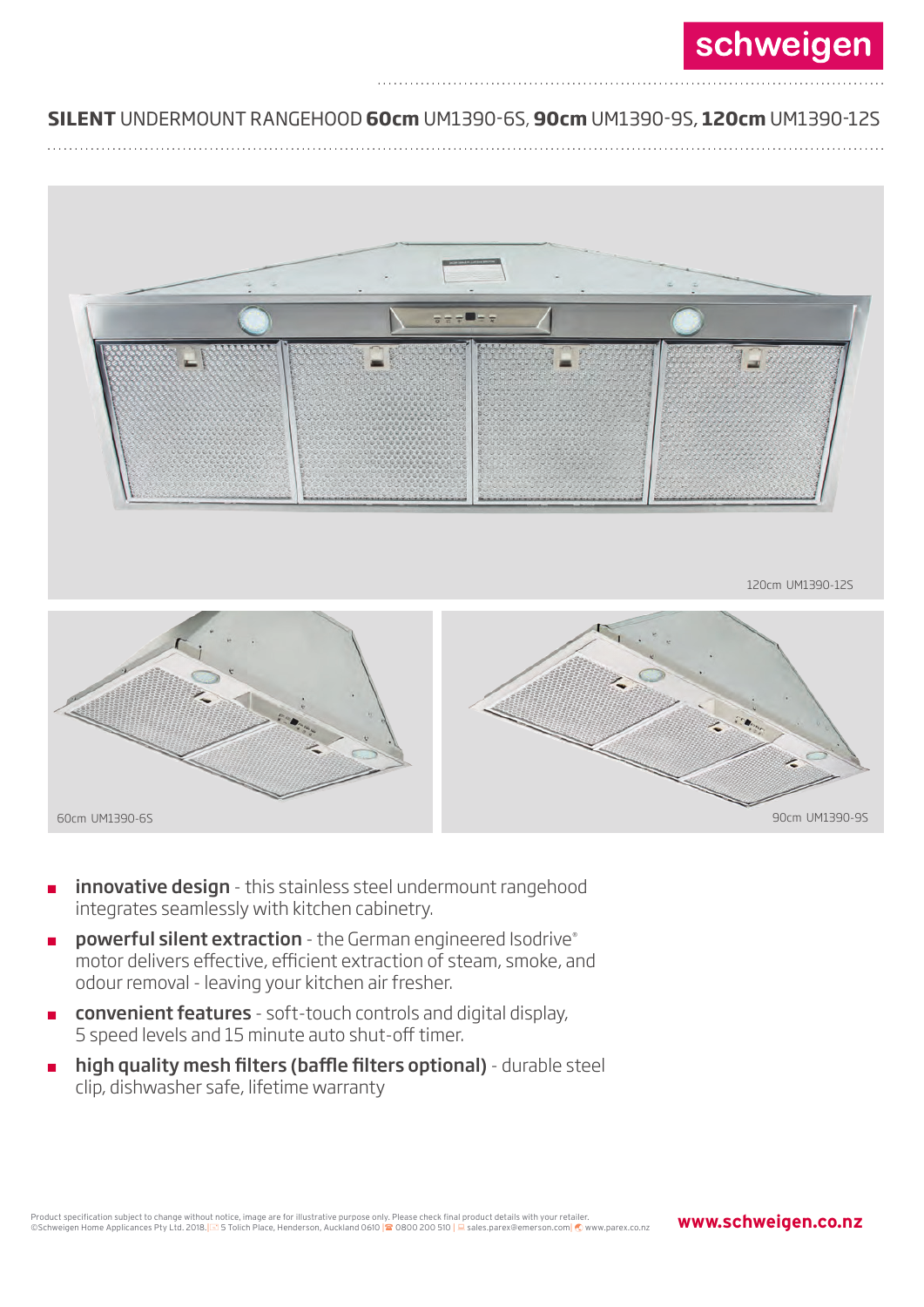schweigen

## **SILENT** UNDERMOUNT RANGEHOOD **60cm** UM1390-6S, **90cm** UM1390-9S, **120cm** UM1390-12S

120cm UM1390-12S

60cm UM1390-6S

90cm UM1390-9S

- **innovative design** - this stainless steel undermount rangehood integrates seamlessly with kitchen cabinetry.
- **powerful silent extraction** - the German engineered Isodrive® motor delivers effective, efficient extraction of steam, smoke, and odour removal - leaving your kitchen air fresher.
- **convenient features** - soft-touch controls and digital display, 5 speed levels and 15 minute auto shut-off timer.
- **high quality mesh filters (baffle filters optional)** - durable steel clip, dishwasher safe, lifetime warranty

Product specification subject to change without notice, image are for illustrative purpose only. Please check final product details with your retailer.
©Schweigen Home Applicances Pty Ltd. 2018.| 5 Tolich Place, Henderson, Auckland 0610 | 0800 200 510 | sales.parex@emerson.com| www.parex.co.nz

**www.schweigen.co.nz**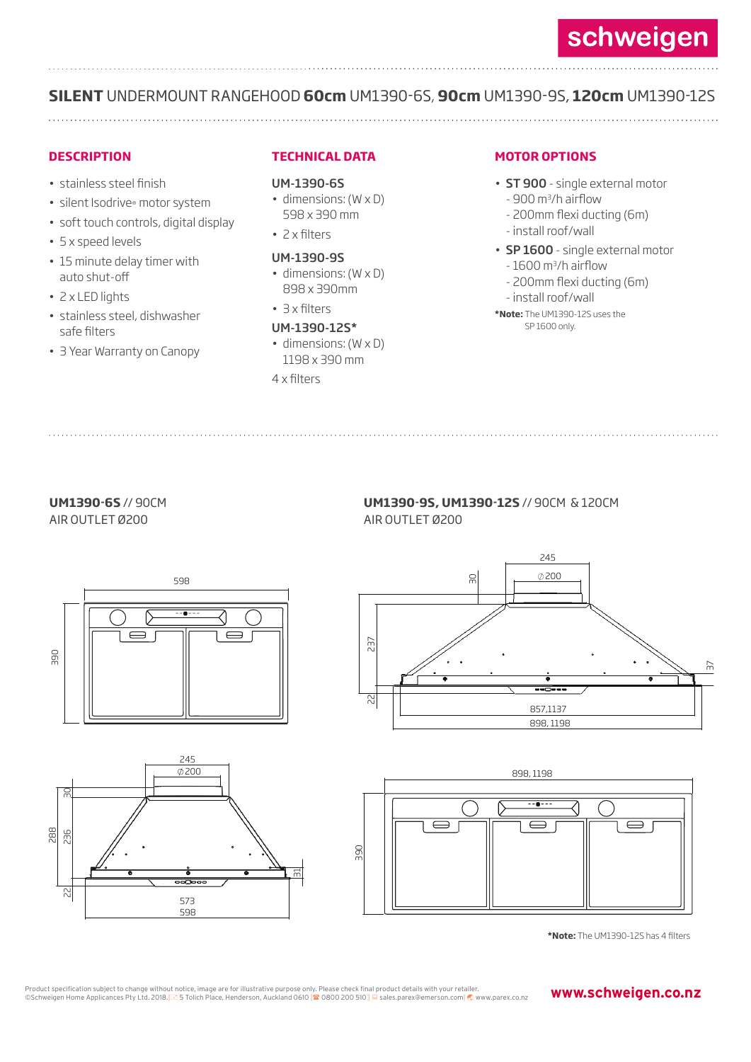**schweigen**

## **SILENT** UNDERMOUNT RANGEHOOD **60cm** UM1390-6S, **90cm** UM1390-9S, **120cm** UM1390-12S

### DESCRIPTION

- stainless steel finish
- silent Isodrive® motor system
- soft touch controls, digital display
- 5 x speed levels
- 15 minute delay timer with auto shut-off
- 2 x LED lights
- stainless steel, dishwasher safe filters
- 3 Year Warranty on Canopy

### TECHNICAL DATA

**UM-1390-6S**

- dimensions: (W x D) 598 x 390 mm
- 2 x filters

**UM-1390-9S**

- dimensions: (W x D) 898 x 390mm
- 3 x filters

**UM-1390-12S***

- dimensions: (W x D) 1198 x 390 mm

4 x filters

### MOTOR OPTIONS

- **ST 900** - single external motor
  - 900 m³/h airflow
  - 200mm flexi ducting (6m)
  - install roof/wall
- **SP 1600** - single external motor
  - 1600 m³/h airflow
  - 200mm flexi ducting (6m)
  - install roof/wall

***Note:** The UM1390-12S uses the SP1600 only.

**UM1390-6S** // 90CM
AIR OUTLET Ø200

598
390
245
∅200
30
288
236
22
31
573
598

**UM1390-9S, UM1390-12S** // 90CM & 120CM
AIR OUTLET Ø200

245
∅200
30
237
22
37
857,1137
898, 1198

898, 1198
390

***Note:** The UM1390-12S has 4 filters

Product specification subject to change without notice, image are for illustrative purpose only. Please check final product details with your retailer.
©Schweigen Home Applicances Pty Ltd. 2018. | 5 Tolich Place, Henderson, Auckland 0610 | 0800 200 510 | sales.parex@emerson.com | www.parex.co.nz

**www.schweigen.co.nz**